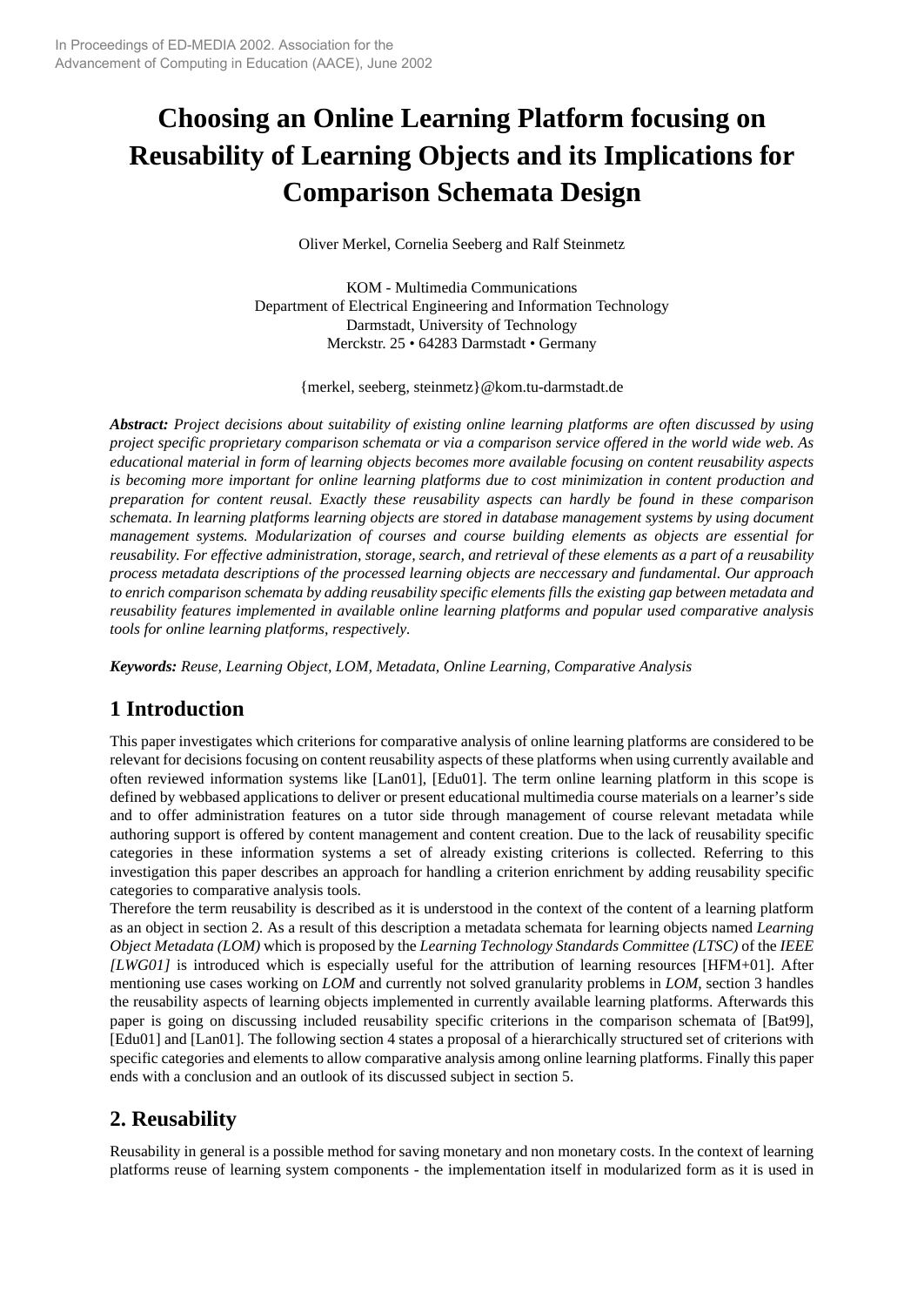In Proceedings of ED-MEDIA 2002. Association for the Advancement of Computing in Education (AACE), June 2002

# Choosing an Online Learning Platform focusing on Reusability of Learning Objects and its Implications for Comparison Schemata Design

Oliver Merkel, Cornelia Seeberg and Ralf Steinmetz

KOM - Multimedia Communications
Department of Electrical Engineering and Information Technology
Darmstadt, University of Technology
Merckstr. 25 • 64283 Darmstadt • Germany

{merkel, seeberg, steinmetz}@kom.tu-darmstadt.de

***Abstract:*** *Project decisions about suitability of existing online learning platforms are often discussed by using project specific proprietary comparison schemata or via a comparison service offered in the world wide web. As educational material in form of learning objects becomes more available focusing on content reusability aspects is becoming more important for online learning platforms due to cost minimization in content production and preparation for content reusal. Exactly these reusability aspects can hardly be found in these comparison schemata. In learning platforms learning objects are stored in database management systems by using document management systems. Modularization of courses and course building elements as objects are essential for reusability. For effective administration, storage, search, and retrieval of these elements as a part of a reusability process metadata descriptions of the processed learning objects are neccessary and fundamental. Our approach to enrich comparison schemata by adding reusability specific elements fills the existing gap between metadata and reusability features implemented in available online learning platforms and popular used comparative analysis tools for online learning platforms, respectively.*

***Keywords:*** *Reuse, Learning Object, LOM, Metadata, Online Learning, Comparative Analysis*

## 1 Introduction

This paper investigates which criterions for comparative analysis of online learning platforms are considered to be relevant for decisions focusing on content reusability aspects of these platforms when using currently available and often reviewed information systems like [Lan01], [Edu01]. The term online learning platform in this scope is defined by webbased applications to deliver or present educational multimedia course materials on a learner's side and to offer administration features on a tutor side through management of course relevant metadata while authoring support is offered by content management and content creation. Due to the lack of reusability specific categories in these information systems a set of already existing criterions is collected. Referring to this investigation this paper describes an approach for handling a criterion enrichment by adding reusability specific categories to comparative analysis tools.

Therefore the term reusability is described as it is understood in the context of the content of a learning platform as an object in section 2. As a result of this description a metadata schemata for learning objects named *Learning Object Metadata (LOM)* which is proposed by the *Learning Technology Standards Committee (LTSC)* of the *IEEE [LWG01]* is introduced which is especially useful for the attribution of learning resources [HFM+01]. After mentioning use cases working on *LOM* and currently not solved granularity problems in *LOM*, section 3 handles the reusability aspects of learning objects implemented in currently available learning platforms. Afterwards this paper is going on discussing included reusability specific criterions in the comparison schemata of [Bat99], [Edu01] and [Lan01]. The following section 4 states a proposal of a hierarchically structured set of criterions with specific categories and elements to allow comparative analysis among online learning platforms. Finally this paper ends with a conclusion and an outlook of its discussed subject in section 5.

## 2. Reusability

Reusability in general is a possible method for saving monetary and non monetary costs. In the context of learning platforms reuse of learning system components - the implementation itself in modularized form as it is used in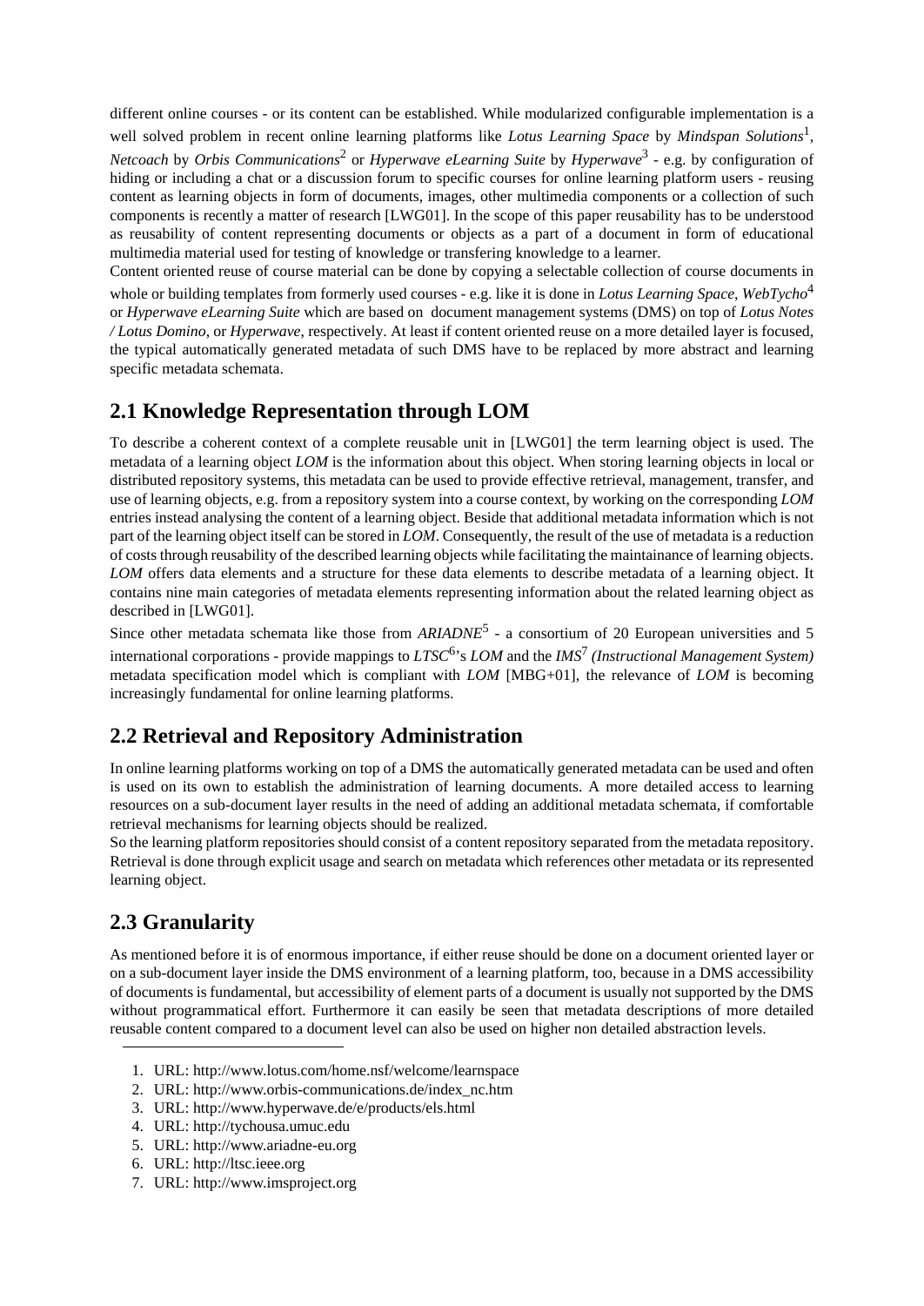different online courses - or its content can be established. While modularized configurable implementation is a well solved problem in recent online learning platforms like *Lotus Learning Space* by *Mindspan Solutions*[1], *Netcoach* by *Orbis Communications*[2] or *Hyperwave eLearning Suite* by *Hyperwave*[3] - e.g. by configuration of hiding or including a chat or a discussion forum to specific courses for online learning platform users - reusing content as learning objects in form of documents, images, other multimedia components or a collection of such components is recently a matter of research [LWG01]. In the scope of this paper reusability has to be understood as reusability of content representing documents or objects as a part of a document in form of educational multimedia material used for testing of knowledge or transfering knowledge to a learner.

Content oriented reuse of course material can be done by copying a selectable collection of course documents in whole or building templates from formerly used courses - e.g. like it is done in *Lotus Learning Space*, *WebTycho*[4] or *Hyperwave eLearning Suite* which are based on document management systems (DMS) on top of *Lotus Notes / Lotus Domino*, or *Hyperwave*, respectively. At least if content oriented reuse on a more detailed layer is focused, the typical automatically generated metadata of such DMS have to be replaced by more abstract and learning specific metadata schemata.

## 2.1 Knowledge Representation through LOM

To describe a coherent context of a complete reusable unit in [LWG01] the term learning object is used. The metadata of a learning object *LOM* is the information about this object. When storing learning objects in local or distributed repository systems, this metadata can be used to provide effective retrieval, management, transfer, and use of learning objects, e.g. from a repository system into a course context, by working on the corresponding *LOM* entries instead analysing the content of a learning object. Beside that additional metadata information which is not part of the learning object itself can be stored in *LOM*. Consequently, the result of the use of metadata is a reduction of costs through reusability of the described learning objects while facilitating the maintainance of learning objects. *LOM* offers data elements and a structure for these data elements to describe metadata of a learning object. It contains nine main categories of metadata elements representing information about the related learning object as described in [LWG01].

Since other metadata schemata like those from *ARIADNE*[5] - a consortium of 20 European universities and 5 international corporations - provide mappings to *LTSC*[6]'s *LOM* and the *IMS*[7] *(Instructional Management System)* metadata specification model which is compliant with *LOM* [MBG+01], the relevance of *LOM* is becoming increasingly fundamental for online learning platforms.

## 2.2 Retrieval and Repository Administration

In online learning platforms working on top of a DMS the automatically generated metadata can be used and often is used on its own to establish the administration of learning documents. A more detailed access to learning resources on a sub-document layer results in the need of adding an additional metadata schemata, if comfortable retrieval mechanisms for learning objects should be realized.

So the learning platform repositories should consist of a content repository separated from the metadata repository. Retrieval is done through explicit usage and search on metadata which references other metadata or its represented learning object.

## 2.3 Granularity

As mentioned before it is of enormous importance, if either reuse should be done on a document oriented layer or on a sub-document layer inside the DMS environment of a learning platform, too, because in a DMS accessibility of documents is fundamental, but accessibility of element parts of a document is usually not supported by the DMS without programmatical effort. Furthermore it can easily be seen that metadata descriptions of more detailed reusable content compared to a document level can also be used on higher non detailed abstraction levels.

---

1. URL: http://www.lotus.com/home.nsf/welcome/learnspace
2. URL: http://www.orbis-communications.de/index_nc.htm
3. URL: http://www.hyperwave.de/e/products/els.html
4. URL: http://tychousa.umuc.edu
5. URL: http://www.ariadne-eu.org
6. URL: http://ltsc.ieee.org
7. URL: http://www.imsproject.org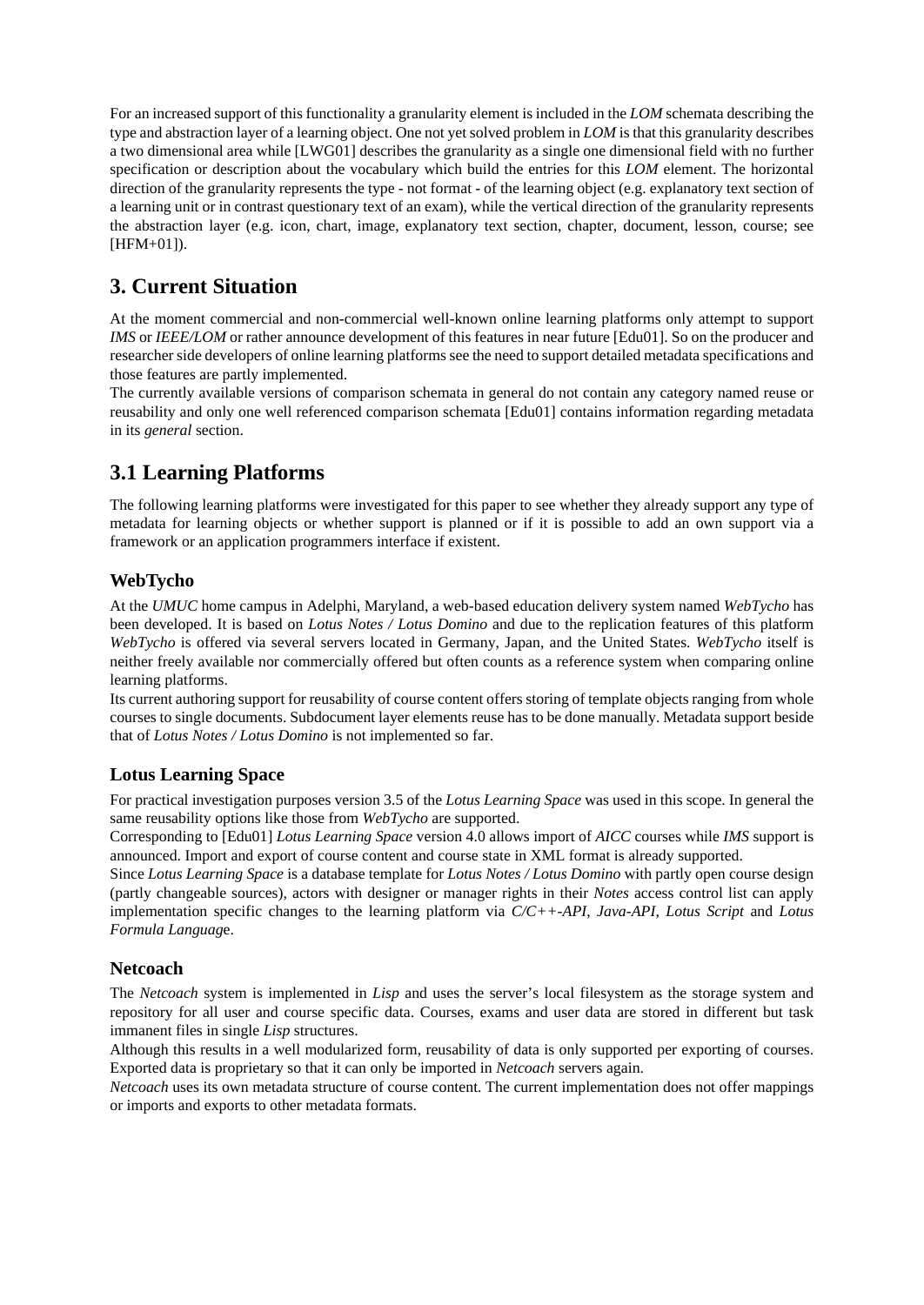For an increased support of this functionality a granularity element is included in the *LOM* schemata describing the type and abstraction layer of a learning object. One not yet solved problem in *LOM* is that this granularity describes a two dimensional area while [LWG01] describes the granularity as a single one dimensional field with no further specification or description about the vocabulary which build the entries for this *LOM* element. The horizontal direction of the granularity represents the type - not format - of the learning object (e.g. explanatory text section of a learning unit or in contrast questionary text of an exam), while the vertical direction of the granularity represents the abstraction layer (e.g. icon, chart, image, explanatory text section, chapter, document, lesson, course; see [HFM+01]).

## 3. Current Situation

At the moment commercial and non-commercial well-known online learning platforms only attempt to support *IMS* or *IEEE/LOM* or rather announce development of this features in near future [Edu01]. So on the producer and researcher side developers of online learning platforms see the need to support detailed metadata specifications and those features are partly implemented.

The currently available versions of comparison schemata in general do not contain any category named reuse or reusability and only one well referenced comparison schemata [Edu01] contains information regarding metadata in its *general* section.

## 3.1 Learning Platforms

The following learning platforms were investigated for this paper to see whether they already support any type of metadata for learning objects or whether support is planned or if it is possible to add an own support via a framework or an application programmers interface if existent.

### WebTycho

At the *UMUC* home campus in Adelphi, Maryland, a web-based education delivery system named *WebTycho* has been developed. It is based on *Lotus Notes / Lotus Domino* and due to the replication features of this platform *WebTycho* is offered via several servers located in Germany, Japan, and the United States. *WebTycho* itself is neither freely available nor commercially offered but often counts as a reference system when comparing online learning platforms.

Its current authoring support for reusability of course content offers storing of template objects ranging from whole courses to single documents. Subdocument layer elements reuse has to be done manually. Metadata support beside that of *Lotus Notes / Lotus Domino* is not implemented so far.

### Lotus Learning Space

For practical investigation purposes version 3.5 of the *Lotus Learning Space* was used in this scope. In general the same reusability options like those from *WebTycho* are supported.

Corresponding to [Edu01] *Lotus Learning Space* version 4.0 allows import of *AICC* courses while *IMS* support is announced. Import and export of course content and course state in XML format is already supported.

Since *Lotus Learning Space* is a database template for *Lotus Notes / Lotus Domino* with partly open course design (partly changeable sources), actors with designer or manager rights in their *Notes* access control list can apply implementation specific changes to the learning platform via *C/C++-API*, *Java-API*, *Lotus Script* and *Lotus Formula Languag*e.

### Netcoach

The *Netcoach* system is implemented in *Lisp* and uses the server's local filesystem as the storage system and repository for all user and course specific data. Courses, exams and user data are stored in different but task immanent files in single *Lisp* structures.

Although this results in a well modularized form, reusability of data is only supported per exporting of courses. Exported data is proprietary so that it can only be imported in *Netcoach* servers again.

*Netcoach* uses its own metadata structure of course content. The current implementation does not offer mappings or imports and exports to other metadata formats.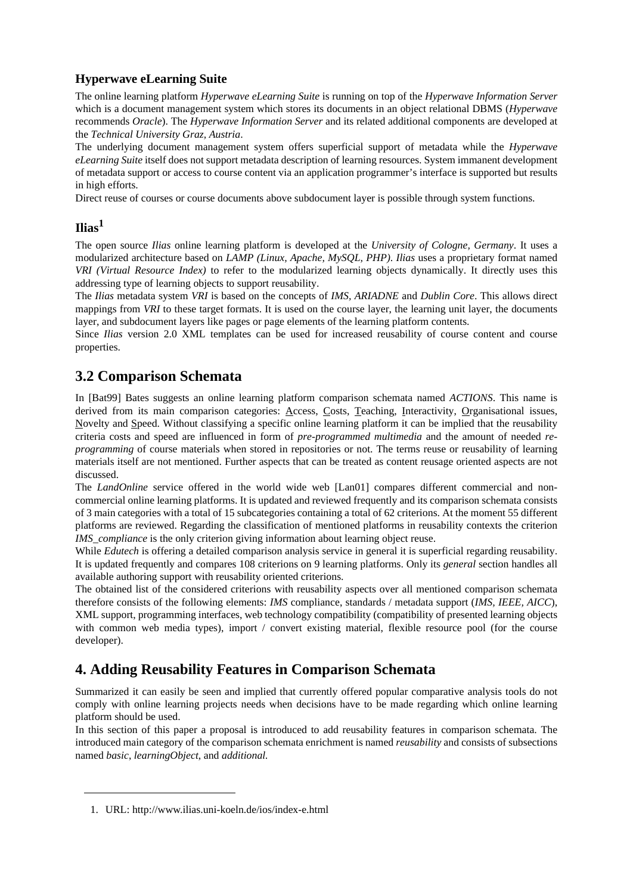### Hyperwave eLearning Suite

The online learning platform *Hyperwave eLearning Suite* is running on top of the *Hyperwave Information Server* which is a document management system which stores its documents in an object relational DBMS (*Hyperwave* recommends *Oracle*). The *Hyperwave Information Server* and its related additional components are developed at the *Technical University Graz, Austria*.

The underlying document management system offers superficial support of metadata while the *Hyperwave eLearning Suite* itself does not support metadata description of learning resources. System immanent development of metadata support or access to course content via an application programmer's interface is supported but results in high efforts.

Direct reuse of courses or course documents above subdocument layer is possible through system functions.

### Ilias[1]

The open source *Ilias* online learning platform is developed at the *University of Cologne, Germany*. It uses a modularized architecture based on *LAMP (Linux, Apache, MySQL, PHP)*. *Ilias* uses a proprietary format named *VRI (Virtual Resource Index)* to refer to the modularized learning objects dynamically. It directly uses this addressing type of learning objects to support reusability.

The *Ilias* metadata system *VRI* is based on the concepts of *IMS*, *ARIADNE* and *Dublin Core*. This allows direct mappings from *VRI* to these target formats. It is used on the course layer, the learning unit layer, the documents layer, and subdocument layers like pages or page elements of the learning platform contents.

Since *Ilias* version 2.0 XML templates can be used for increased reusability of course content and course properties.

## 3.2 Comparison Schemata

In [Bat99] Bates suggests an online learning platform comparison schemata named *ACTIONS*. This name is derived from its main comparison categories: Access, Costs, Teaching, Interactivity, Organisational issues, Novelty and Speed. Without classifying a specific online learning platform it can be implied that the reusability criteria costs and speed are influenced in form of *pre-programmed multimedia* and the amount of needed *re-programming* of course materials when stored in repositories or not. The terms reuse or reusability of learning materials itself are not mentioned. Further aspects that can be treated as content reusage oriented aspects are not discussed.

The *LandOnline* service offered in the world wide web [Lan01] compares different commercial and non-commercial online learning platforms. It is updated and reviewed frequently and its comparison schemata consists of 3 main categories with a total of 15 subcategories containing a total of 62 criterions. At the moment 55 different platforms are reviewed. Regarding the classification of mentioned platforms in reusability contexts the criterion *IMS_compliance* is the only criterion giving information about learning object reuse.

While *Edutech* is offering a detailed comparison analysis service in general it is superficial regarding reusability. It is updated frequently and compares 108 criterions on 9 learning platforms. Only its *general* section handles all available authoring support with reusability oriented criterions.

The obtained list of the considered criterions with reusability aspects over all mentioned comparison schemata therefore consists of the following elements: *IMS* compliance, standards / metadata support (*IMS, IEEE, AICC*), XML support, programming interfaces, web technology compatibility (compatibility of presented learning objects with common web media types), import / convert existing material, flexible resource pool (for the course developer).

# 4. Adding Reusability Features in Comparison Schemata

Summarized it can easily be seen and implied that currently offered popular comparative analysis tools do not comply with online learning projects needs when decisions have to be made regarding which online learning platform should be used.

In this section of this paper a proposal is introduced to add reusability features in comparison schemata. The introduced main category of the comparison schemata enrichment is named *reusability* and consists of subsections named *basic*, *learningObject*, and *additional.*

1. URL: http://www.ilias.uni-koeln.de/ios/index-e.html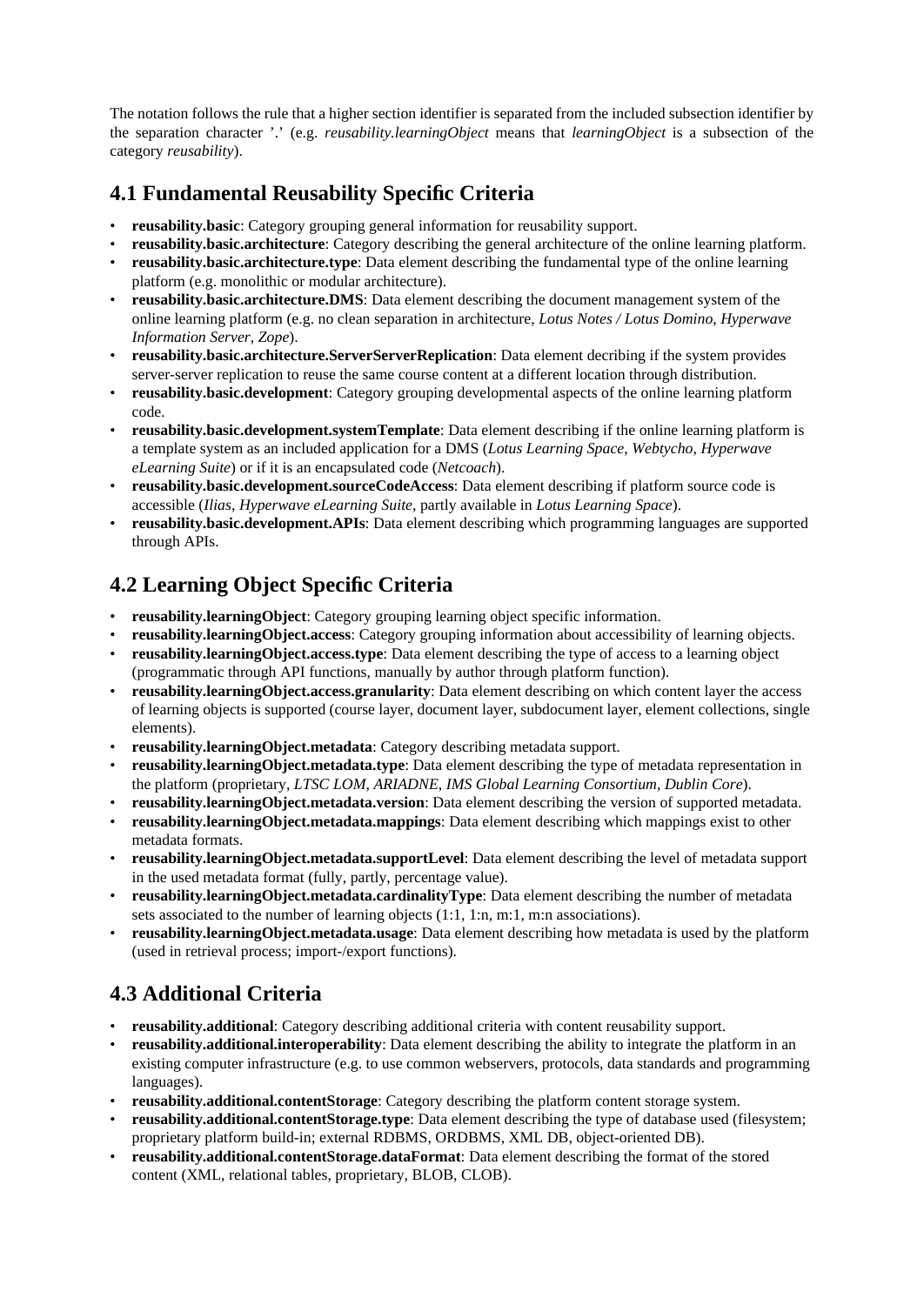The notation follows the rule that a higher section identifier is separated from the included subsection identifier by the separation character '.' (e.g. *reusability.learningObject* means that *learningObject* is a subsection of the category *reusability*).

## 4.1 Fundamental Reusability Specific Criteria

- **reusability.basic**: Category grouping general information for reusability support.
- **reusability.basic.architecture**: Category describing the general architecture of the online learning platform.
- **reusability.basic.architecture.type**: Data element describing the fundamental type of the online learning platform (e.g. monolithic or modular architecture).
- **reusability.basic.architecture.DMS**: Data element describing the document management system of the online learning platform (e.g. no clean separation in architecture, *Lotus Notes / Lotus Domino*, *Hyperwave Information Server*, *Zope*).
- **reusability.basic.architecture.ServerServerReplication**: Data element decribing if the system provides server-server replication to reuse the same course content at a different location through distribution.
- **reusability.basic.development**: Category grouping developmental aspects of the online learning platform code.
- **reusability.basic.development.systemTemplate**: Data element describing if the online learning platform is a template system as an included application for a DMS (*Lotus Learning Space*, *Webtycho*, *Hyperwave eLearning Suite*) or if it is an encapsulated code (*Netcoach*).
- **reusability.basic.development.sourceCodeAccess**: Data element describing if platform source code is accessible (*Ilias*, *Hyperwave eLearning Suite*, partly available in *Lotus Learning Space*).
- **reusability.basic.development.APIs**: Data element describing which programming languages are supported through APIs.

## 4.2 Learning Object Specific Criteria

- **reusability.learningObject**: Category grouping learning object specific information.
- **reusability.learningObject.access**: Category grouping information about accessibility of learning objects.
- **reusability.learningObject.access.type**: Data element describing the type of access to a learning object (programmatic through API functions, manually by author through platform function).
- **reusability.learningObject.access.granularity**: Data element describing on which content layer the access of learning objects is supported (course layer, document layer, subdocument layer, element collections, single elements).
- **reusability.learningObject.metadata**: Category describing metadata support.
- **reusability.learningObject.metadata.type**: Data element describing the type of metadata representation in the platform (proprietary, *LTSC LOM*, *ARIADNE*, *IMS Global Learning Consortium*, *Dublin Core*).
- **reusability.learningObject.metadata.version**: Data element describing the version of supported metadata.
- **reusability.learningObject.metadata.mappings**: Data element describing which mappings exist to other metadata formats.
- **reusability.learningObject.metadata.supportLevel**: Data element describing the level of metadata support in the used metadata format (fully, partly, percentage value).
- **reusability.learningObject.metadata.cardinalityType**: Data element describing the number of metadata sets associated to the number of learning objects (1:1, 1:n, m:1, m:n associations).
- **reusability.learningObject.metadata.usage**: Data element describing how metadata is used by the platform (used in retrieval process; import-/export functions).

## 4.3 Additional Criteria

- **reusability.additional**: Category describing additional criteria with content reusability support.
- **reusability.additional.interoperability**: Data element describing the ability to integrate the platform in an existing computer infrastructure (e.g. to use common webservers, protocols, data standards and programming languages).
- **reusability.additional.contentStorage**: Category describing the platform content storage system.
- **reusability.additional.contentStorage.type**: Data element describing the type of database used (filesystem; proprietary platform build-in; external RDBMS, ORDBMS, XML DB, object-oriented DB).
- **reusability.additional.contentStorage.dataFormat**: Data element describing the format of the stored content (XML, relational tables, proprietary, BLOB, CLOB).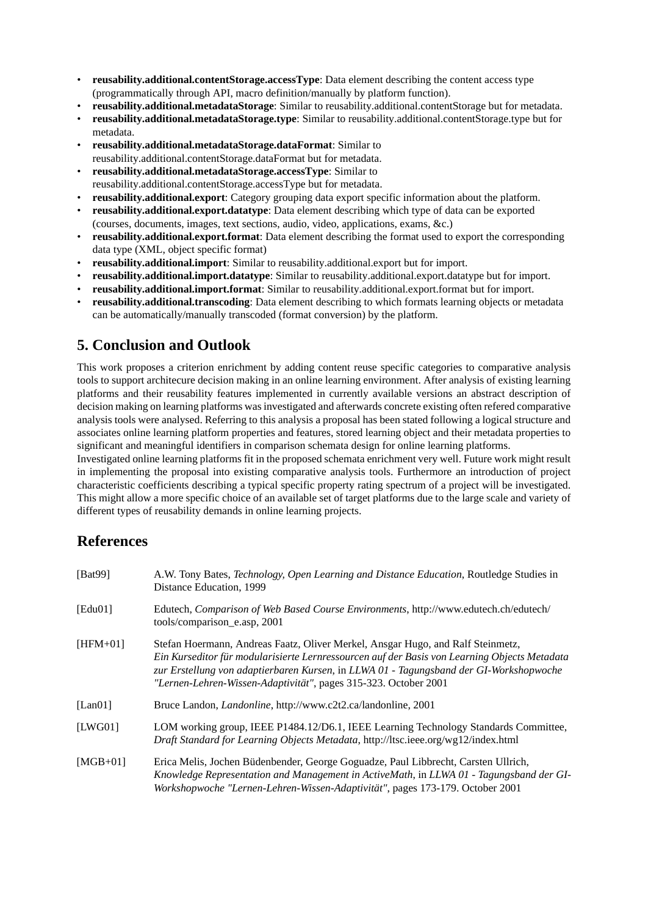- **reusability.additional.contentStorage.accessType**: Data element describing the content access type (programmatically through API, macro definition/manually by platform function).
- **reusability.additional.metadataStorage**: Similar to reusability.additional.contentStorage but for metadata.
- **reusability.additional.metadataStorage.type**: Similar to reusability.additional.contentStorage.type but for metadata.
- **reusability.additional.metadataStorage.dataFormat**: Similar to reusability.additional.contentStorage.dataFormat but for metadata.
- **reusability.additional.metadataStorage.accessType**: Similar to reusability.additional.contentStorage.accessType but for metadata.
- **reusability.additional.export**: Category grouping data export specific information about the platform.
- **reusability.additional.export.datatype**: Data element describing which type of data can be exported (courses, documents, images, text sections, audio, video, applications, exams, &c.)
- **reusability.additional.export.format**: Data element describing the format used to export the corresponding data type (XML, object specific format)
- **reusability.additional.import**: Similar to reusability.additional.export but for import.
- **reusability.additional.import.datatype**: Similar to reusability.additional.export.datatype but for import.
- **reusability.additional.import.format**: Similar to reusability.additional.export.format but for import.
- **reusability.additional.transcoding**: Data element describing to which formats learning objects or metadata can be automatically/manually transcoded (format conversion) by the platform.

## 5. Conclusion and Outlook

This work proposes a criterion enrichment by adding content reuse specific categories to comparative analysis tools to support architecure decision making in an online learning environment. After analysis of existing learning platforms and their reusability features implemented in currently available versions an abstract description of decision making on learning platforms was investigated and afterwards concrete existing often refered comparative analysis tools were analysed. Referring to this analysis a proposal has been stated following a logical structure and associates online learning platform properties and features, stored learning object and their metadata properties to significant and meaningful identifiers in comparison schemata design for online learning platforms.
Investigated online learning platforms fit in the proposed schemata enrichment very well. Future work might result in implementing the proposal into existing comparative analysis tools. Furthermore an introduction of project characteristic coefficients describing a typical specific property rating spectrum of a project will be investigated. This might allow a more specific choice of an available set of target platforms due to the large scale and variety of different types of reusability demands in online learning projects.

## References

[Bat99] A.W. Tony Bates, *Technology, Open Learning and Distance Education*, Routledge Studies in Distance Education, 1999

[Edu01] Edutech, *Comparison of Web Based Course Environments*, http://www.edutech.ch/edutech/tools/comparison_e.asp, 2001

[HFM+01] Stefan Hoermann, Andreas Faatz, Oliver Merkel, Ansgar Hugo, and Ralf Steinmetz, *Ein Kurseditor für modularisierte Lernressourcen auf der Basis von Learning Objects Metadata zur Erstellung von adaptierbaren Kursen*, in *LLWA 01 - Tagungsband der GI-Workshopwoche "Lernen-Lehren-Wissen-Adaptivität"*, pages 315-323. October 2001

[Lan01] Bruce Landon, *Landonline*, http://www.c2t2.ca/landonline, 2001

[LWG01] LOM working group, IEEE P1484.12/D6.1, IEEE Learning Technology Standards Committee, *Draft Standard for Learning Objects Metadata*, http://ltsc.ieee.org/wg12/index.html

[MGB+01] Erica Melis, Jochen Büdenbender, George Goguadze, Paul Libbrecht, Carsten Ullrich, *Knowledge Representation and Management in ActiveMath*, in *LLWA 01 - Tagungsband der GI-Workshopwoche "Lernen-Lehren-Wissen-Adaptivität"*, pages 173-179. October 2001